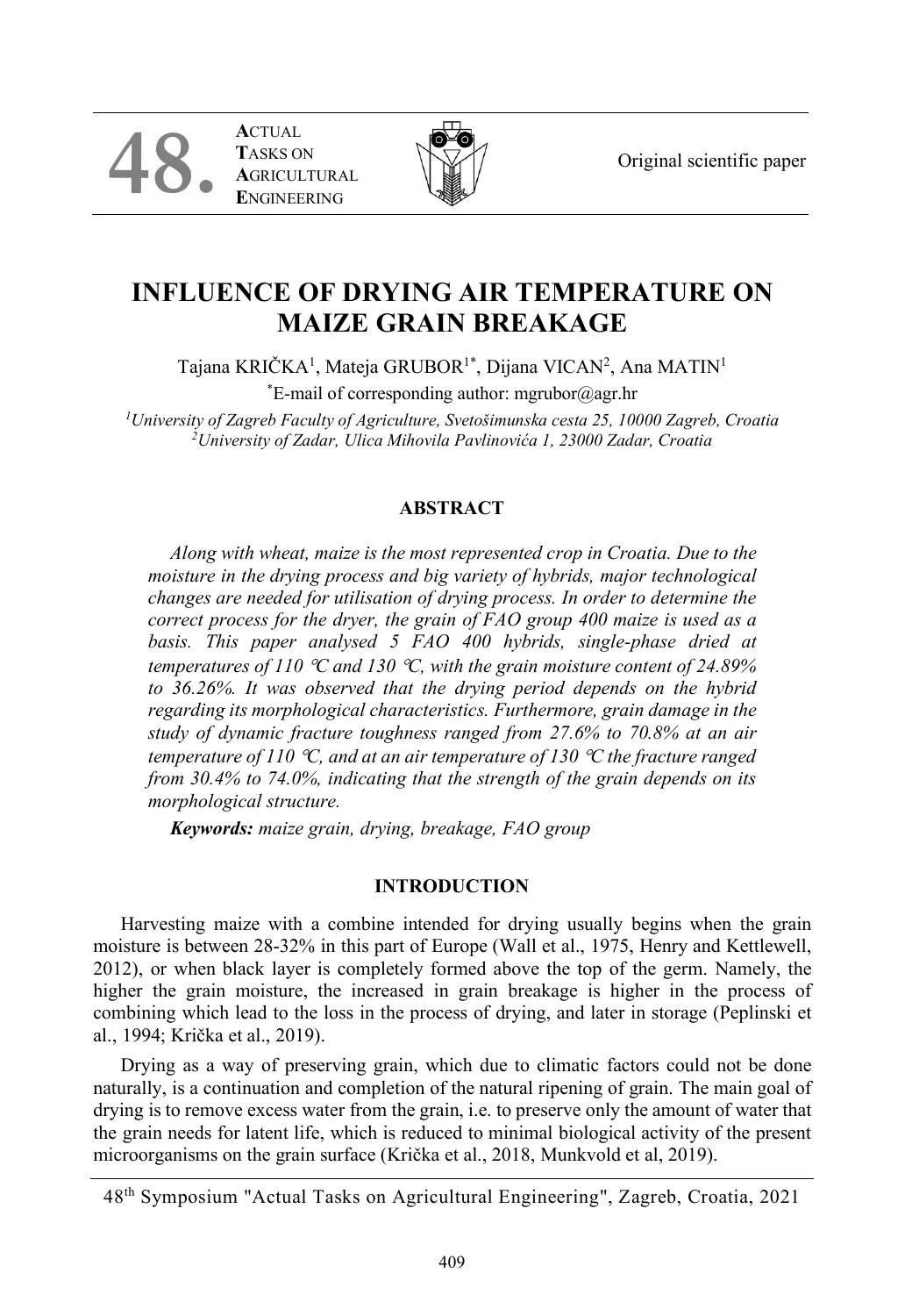# INFLUENCE OF DRYING AIR TEMPERATURE ON MAIZE GRAIN BREAKAGE

Tajana KRIČKA[1], Mateja GRUBOR[1*], Dijana VICAN[2], Ana MATIN[1]

[*]E-mail of corresponding author: mgrubor@agr.hr

[1]University of Zagreb Faculty of Agriculture, Svetošimunska cesta 25, 10000 Zagreb, Croatia
[2]University of Zadar, Ulica Mihovila Pavlinovića 1, 23000 Zadar, Croatia

## ABSTRACT

*Along with wheat, maize is the most represented crop in Croatia. Due to the moisture in the drying process and big variety of hybrids, major technological changes are needed for utilisation of drying process. In order to determine the correct process for the dryer, the grain of FAO group 400 maize is used as a basis. This paper analysed 5 FAO 400 hybrids, single-phase dried at temperatures of 110 °C and 130 °C, with the grain moisture content of 24.89% to 36.26%. It was observed that the drying period depends on the hybrid regarding its morphological characteristics. Furthermore, grain damage in the study of dynamic fracture toughness ranged from 27.6% to 70.8% at an air temperature of 110 °C, and at an air temperature of 130 °C the fracture ranged from 30.4% to 74.0%, indicating that the strength of the grain depends on its morphological structure.*

***Keywords:*** *maize grain, drying, breakage, FAO group*

## INTRODUCTION

Harvesting maize with a combine intended for drying usually begins when the grain moisture is between 28-32% in this part of Europe (Wall et al., 1975, Henry and Kettlewell, 2012), or when black layer is completely formed above the top of the germ. Namely, the higher the grain moisture, the increased in grain breakage is higher in the process of combining which lead to the loss in the process of drying, and later in storage (Peplinski et al., 1994; Krička et al., 2019).

Drying as a way of preserving grain, which due to climatic factors could not be done naturally, is a continuation and completion of the natural ripening of grain. The main goal of drying is to remove excess water from the grain, i.e. to preserve only the amount of water that the grain needs for latent life, which is reduced to minimal biological activity of the present microorganisms on the grain surface (Krička et al., 2018, Munkvold et al, 2019).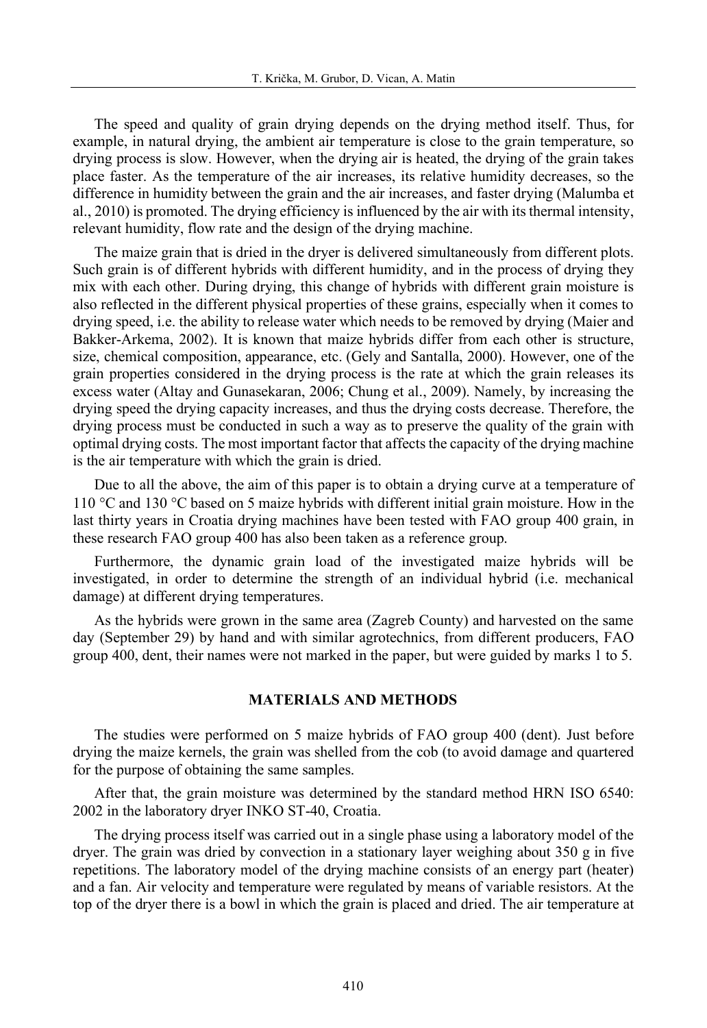The speed and quality of grain drying depends on the drying method itself. Thus, for example, in natural drying, the ambient air temperature is close to the grain temperature, so drying process is slow. However, when the drying air is heated, the drying of the grain takes place faster. As the temperature of the air increases, its relative humidity decreases, so the difference in humidity between the grain and the air increases, and faster drying (Malumba et al., 2010) is promoted. The drying efficiency is influenced by the air with its thermal intensity, relevant humidity, flow rate and the design of the drying machine.

The maize grain that is dried in the dryer is delivered simultaneously from different plots. Such grain is of different hybrids with different humidity, and in the process of drying they mix with each other. During drying, this change of hybrids with different grain moisture is also reflected in the different physical properties of these grains, especially when it comes to drying speed, i.e. the ability to release water which needs to be removed by drying (Maier and Bakker-Arkema, 2002). It is known that maize hybrids differ from each other is structure, size, chemical composition, appearance, etc. (Gely and Santalla, 2000). However, one of the grain properties considered in the drying process is the rate at which the grain releases its excess water (Altay and Gunasekaran, 2006; Chung et al., 2009). Namely, by increasing the drying speed the drying capacity increases, and thus the drying costs decrease. Therefore, the drying process must be conducted in such a way as to preserve the quality of the grain with optimal drying costs. The most important factor that affects the capacity of the drying machine is the air temperature with which the grain is dried.

Due to all the above, the aim of this paper is to obtain a drying curve at a temperature of 110 °C and 130 °C based on 5 maize hybrids with different initial grain moisture. How in the last thirty years in Croatia drying machines have been tested with FAO group 400 grain, in these research FAO group 400 has also been taken as a reference group.

Furthermore, the dynamic grain load of the investigated maize hybrids will be investigated, in order to determine the strength of an individual hybrid (i.e. mechanical damage) at different drying temperatures.

As the hybrids were grown in the same area (Zagreb County) and harvested on the same day (September 29) by hand and with similar agrotechnics, from different producers, FAO group 400, dent, their names were not marked in the paper, but were guided by marks 1 to 5.

## MATERIALS AND METHODS

The studies were performed on 5 maize hybrids of FAO group 400 (dent). Just before drying the maize kernels, the grain was shelled from the cob (to avoid damage and quartered for the purpose of obtaining the same samples.

After that, the grain moisture was determined by the standard method HRN ISO 6540: 2002 in the laboratory dryer INKO ST-40, Croatia.

The drying process itself was carried out in a single phase using a laboratory model of the dryer. The grain was dried by convection in a stationary layer weighing about 350 g in five repetitions. The laboratory model of the drying machine consists of an energy part (heater) and a fan. Air velocity and temperature were regulated by means of variable resistors. At the top of the dryer there is a bowl in which the grain is placed and dried. The air temperature at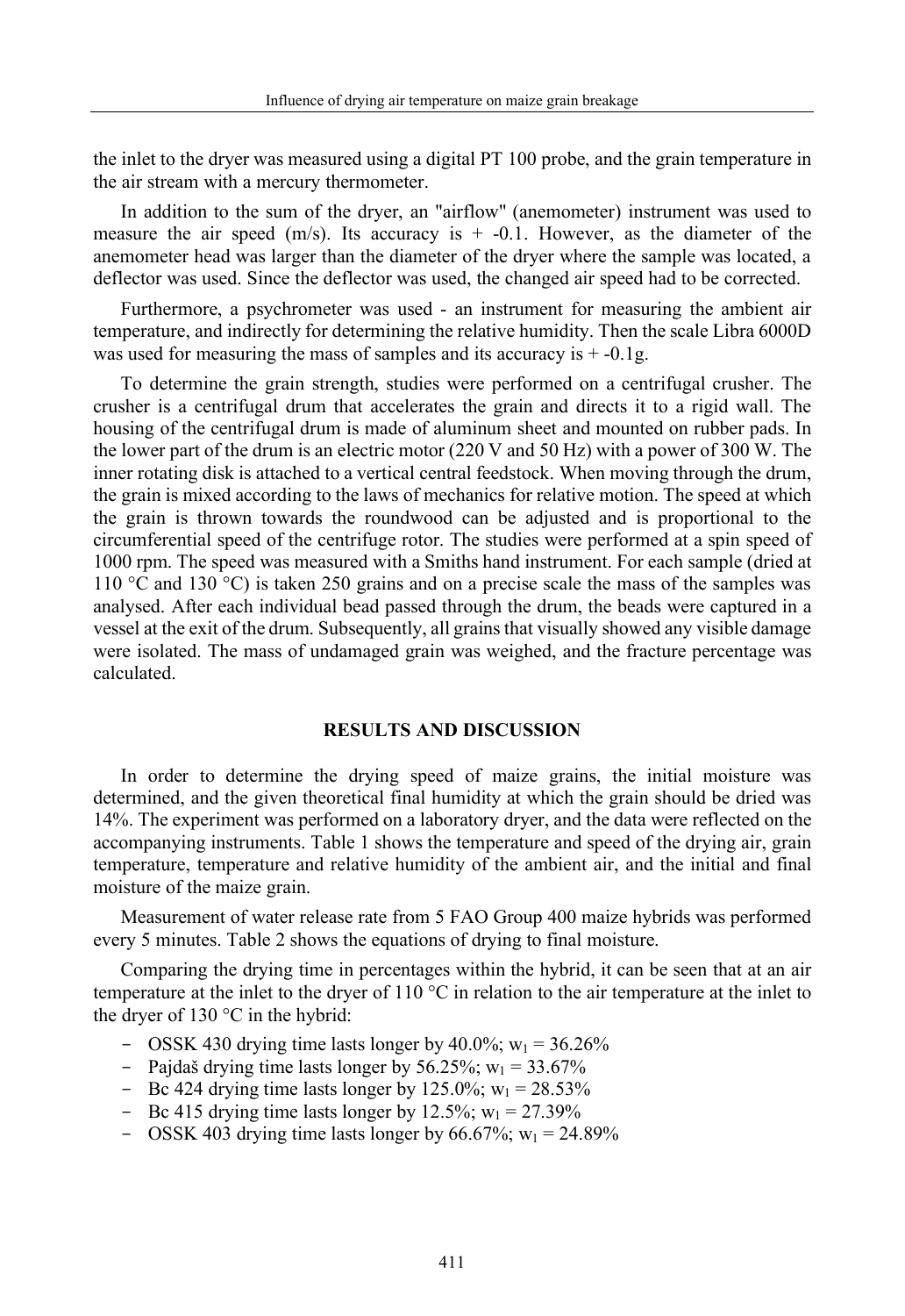the inlet to the dryer was measured using a digital PT 100 probe, and the grain temperature in the air stream with a mercury thermometer.

In addition to the sum of the dryer, an "airflow" (anemometer) instrument was used to measure the air speed (m/s). Its accuracy is + -0.1. However, as the diameter of the anemometer head was larger than the diameter of the dryer where the sample was located, a deflector was used. Since the deflector was used, the changed air speed had to be corrected.

Furthermore, a psychrometer was used - an instrument for measuring the ambient air temperature, and indirectly for determining the relative humidity. Then the scale Libra 6000D was used for measuring the mass of samples and its accuracy is + -0.1g.

To determine the grain strength, studies were performed on a centrifugal crusher. The crusher is a centrifugal drum that accelerates the grain and directs it to a rigid wall. The housing of the centrifugal drum is made of aluminum sheet and mounted on rubber pads. In the lower part of the drum is an electric motor (220 V and 50 Hz) with a power of 300 W. The inner rotating disk is attached to a vertical central feedstock. When moving through the drum, the grain is mixed according to the laws of mechanics for relative motion. The speed at which the grain is thrown towards the roundwood can be adjusted and is proportional to the circumferential speed of the centrifuge rotor. The studies were performed at a spin speed of 1000 rpm. The speed was measured with a Smiths hand instrument. For each sample (dried at 110 °C and 130 °C) is taken 250 grains and on a precise scale the mass of the samples was analysed. After each individual bead passed through the drum, the beads were captured in a vessel at the exit of the drum. Subsequently, all grains that visually showed any visible damage were isolated. The mass of undamaged grain was weighed, and the fracture percentage was calculated.

## RESULTS AND DISCUSSION

In order to determine the drying speed of maize grains, the initial moisture was determined, and the given theoretical final humidity at which the grain should be dried was 14%. The experiment was performed on a laboratory dryer, and the data were reflected on the accompanying instruments. Table 1 shows the temperature and speed of the drying air, grain temperature, temperature and relative humidity of the ambient air, and the initial and final moisture of the maize grain.

Measurement of water release rate from 5 FAO Group 400 maize hybrids was performed every 5 minutes. Table 2 shows the equations of drying to final moisture.

Comparing the drying time in percentages within the hybrid, it can be seen that at an air temperature at the inlet to the dryer of 110 °C in relation to the air temperature at the inlet to the dryer of 130 °C in the hybrid:

- OSSK 430 drying time lasts longer by 40.0%; $w_1$ = 36.26%
- Pajdaš drying time lasts longer by 56.25%; $w_1$ = 33.67%
- Bc 424 drying time lasts longer by 125.0%; $w_1$ = 28.53%
- Bc 415 drying time lasts longer by 12.5%; $w_1$ = 27.39%
- OSSK 403 drying time lasts longer by 66.67%; $w_1$ = 24.89%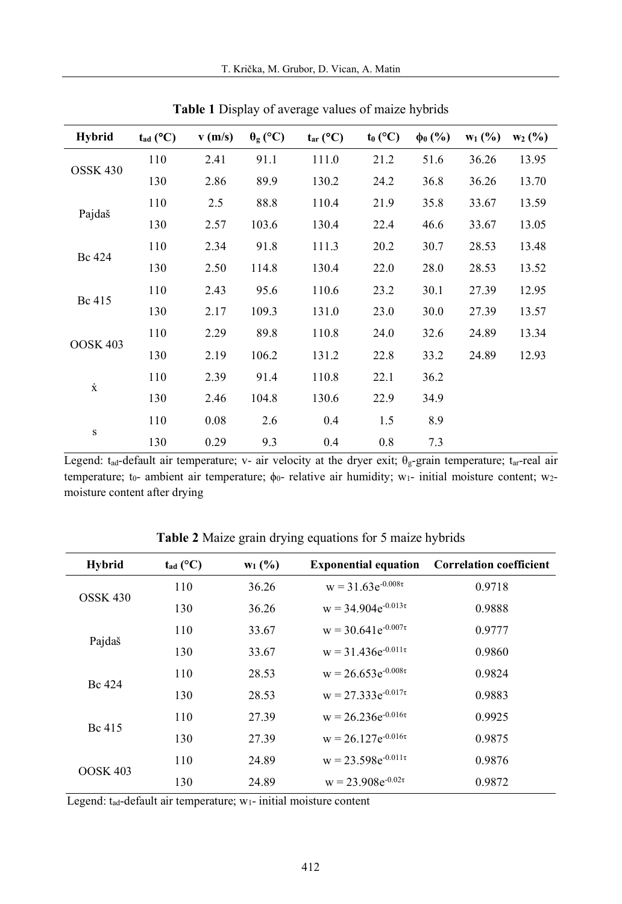**Table 1** Display of average values of maize hybrids

| Hybrid | $t_{ad}$ (°C) | v (m/s) | $\theta_g$ (°C) | $t_{ar}$ (°C) | $t_0$ (°C) | $\phi_0$ (%) | $w_1$ (%) | $w_2$ (%) |
|---|---|---|---|---|---|---|---|---|
| OSSK 430 | 110 | 2.41 | 91.1 | 111.0 | 21.2 | 51.6 | 36.26 | 13.95 |
| | 130 | 2.86 | 89.9 | 130.2 | 24.2 | 36.8 | 36.26 | 13.70 |
| Pajdaš | 110 | 2.5 | 88.8 | 110.4 | 21.9 | 35.8 | 33.67 | 13.59 |
| | 130 | 2.57 | 103.6 | 130.4 | 22.4 | 46.6 | 33.67 | 13.05 |
| Bc 424 | 110 | 2.34 | 91.8 | 111.3 | 20.2 | 30.7 | 28.53 | 13.48 |
| | 130 | 2.50 | 114.8 | 130.4 | 22.0 | 28.0 | 28.53 | 13.52 |
| Bc 415 | 110 | 2.43 | 95.6 | 110.6 | 23.2 | 30.1 | 27.39 | 12.95 |
| | 130 | 2.17 | 109.3 | 131.0 | 23.0 | 30.0 | 27.39 | 13.57 |
| OOSK 403 | 110 | 2.29 | 89.8 | 110.8 | 24.0 | 32.6 | 24.89 | 13.34 |
| | 130 | 2.19 | 106.2 | 131.2 | 22.8 | 33.2 | 24.89 | 12.93 |
| $\dot{x}$ | 110 | 2.39 | 91.4 | 110.8 | 22.1 | 36.2 | | |
| | 130 | 2.46 | 104.8 | 130.6 | 22.9 | 34.9 | | |
| s | 110 | 0.08 | 2.6 | 0.4 | 1.5 | 8.9 | | |
| | 130 | 0.29 | 9.3 | 0.4 | 0.8 | 7.3 | | |

Legend: $t_{ad}$-default air temperature; v- air velocity at the dryer exit; $\theta_g$-grain temperature; $t_{ar}$-real air temperature; $t_0$- ambient air temperature; $\phi_0$- relative air humidity; $w_1$- initial moisture content; $w_2$- moisture content after drying

**Table 2** Maize grain drying equations for 5 maize hybrids

| Hybrid | $t_{ad}$ (°C) | $w_1$ (%) | Exponential equation | Correlation coefficient |
|---|---|---|---|---|
| OSSK 430 | 110 | 36.26 | $w = 31.63e^{-0.008\tau}$ | 0.9718 |
| | 130 | 36.26 | $w = 34.904e^{-0.013\tau}$ | 0.9888 |
| Pajdaš | 110 | 33.67 | $w = 30.641e^{-0.007\tau}$ | 0.9777 |
| | 130 | 33.67 | $w = 31.436e^{-0.011\tau}$ | 0.9860 |
| Bc 424 | 110 | 28.53 | $w = 26.653e^{-0.008\tau}$ | 0.9824 |
| | 130 | 28.53 | $w = 27.333e^{-0.017\tau}$ | 0.9883 |
| Bc 415 | 110 | 27.39 | $w = 26.236e^{-0.016\tau}$ | 0.9925 |
| | 130 | 27.39 | $w = 26.127e^{-0.016\tau}$ | 0.9875 |
| OOSK 403 | 110 | 24.89 | $w = 23.598e^{-0.011\tau}$ | 0.9876 |
| | 130 | 24.89 | $w = 23.908e^{-0.02\tau}$ | 0.9872 |

Legend: $t_{ad}$-default air temperature; $w_1$- initial moisture content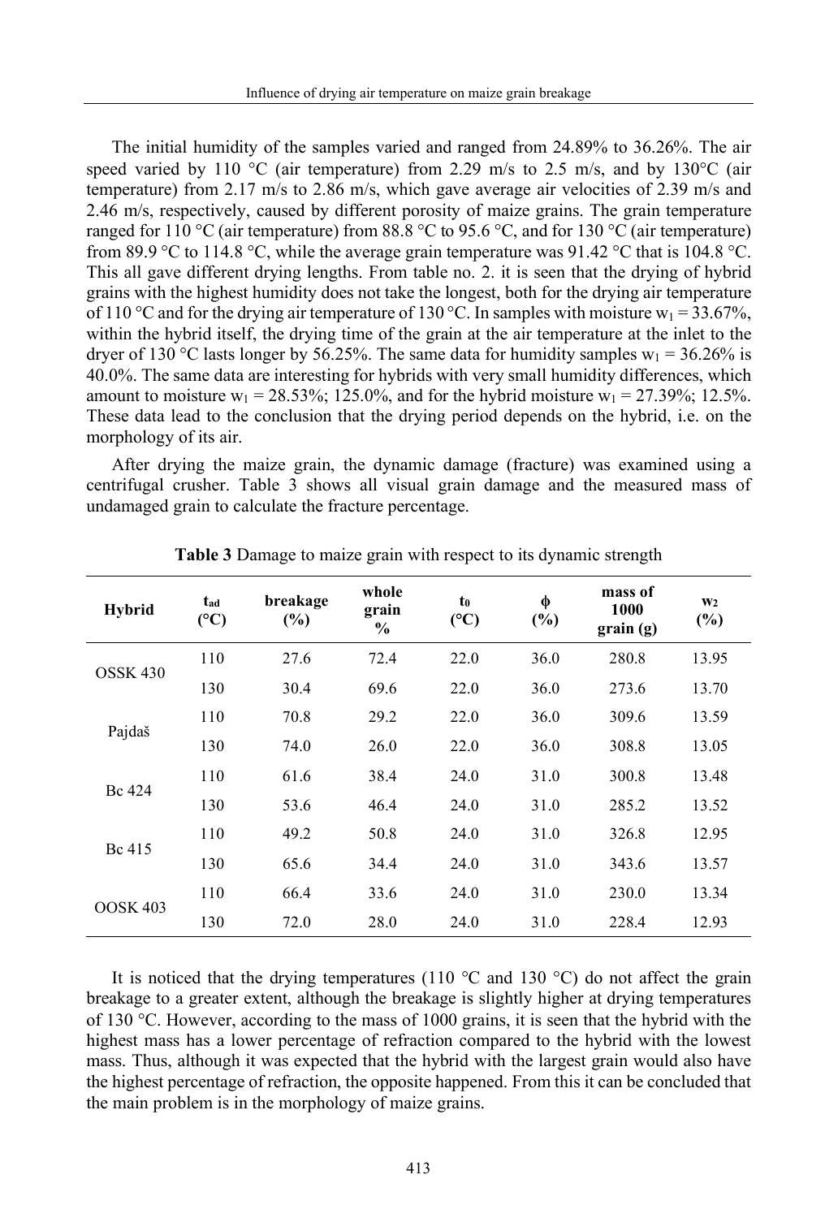The initial humidity of the samples varied and ranged from 24.89% to 36.26%. The air speed varied by 110 °C (air temperature) from 2.29 m/s to 2.5 m/s, and by 130°C (air temperature) from 2.17 m/s to 2.86 m/s, which gave average air velocities of 2.39 m/s and 2.46 m/s, respectively, caused by different porosity of maize grains. The grain temperature ranged for 110 °C (air temperature) from 88.8 °C to 95.6 °C, and for 130 °C (air temperature) from 89.9 °C to 114.8 °C, while the average grain temperature was 91.42 °C that is 104.8 °C. This all gave different drying lengths. From table no. 2. it is seen that the drying of hybrid grains with the highest humidity does not take the longest, both for the drying air temperature of 110 °C and for the drying air temperature of 130 °C. In samples with moisture $w_1$ = 33.67%, within the hybrid itself, the drying time of the grain at the air temperature at the inlet to the dryer of 130 °C lasts longer by 56.25%. The same data for humidity samples $w_1$ = 36.26% is 40.0%. The same data are interesting for hybrids with very small humidity differences, which amount to moisture $w_1$ = 28.53%; 125.0%, and for the hybrid moisture $w_1$ = 27.39%; 12.5%. These data lead to the conclusion that the drying period depends on the hybrid, i.e. on the morphology of its air.

After drying the maize grain, the dynamic damage (fracture) was examined using a centrifugal crusher. Table 3 shows all visual grain damage and the measured mass of undamaged grain to calculate the fracture percentage.

**Table 3** Damage to maize grain with respect to its dynamic strength

| Hybrid | $t_{ad}$ (°C) | breakage (%) | whole grain % | $t_0$ (°C) | $\phi$ (%) | mass of 1000 grain (g) | $w_2$ (%) |
|---|---|---|---|---|---|---|---|
| OSSK 430 | 110 | 27.6 | 72.4 | 22.0 | 36.0 | 280.8 | 13.95 |
| | 130 | 30.4 | 69.6 | 22.0 | 36.0 | 273.6 | 13.70 |
| Pajdaš | 110 | 70.8 | 29.2 | 22.0 | 36.0 | 309.6 | 13.59 |
| | 130 | 74.0 | 26.0 | 22.0 | 36.0 | 308.8 | 13.05 |
| Bc 424 | 110 | 61.6 | 38.4 | 24.0 | 31.0 | 300.8 | 13.48 |
| | 130 | 53.6 | 46.4 | 24.0 | 31.0 | 285.2 | 13.52 |
| Bc 415 | 110 | 49.2 | 50.8 | 24.0 | 31.0 | 326.8 | 12.95 |
| | 130 | 65.6 | 34.4 | 24.0 | 31.0 | 343.6 | 13.57 |
| OOSK 403 | 110 | 66.4 | 33.6 | 24.0 | 31.0 | 230.0 | 13.34 |
| | 130 | 72.0 | 28.0 | 24.0 | 31.0 | 228.4 | 12.93 |

It is noticed that the drying temperatures (110 °C and 130 °C) do not affect the grain breakage to a greater extent, although the breakage is slightly higher at drying temperatures of 130 °C. However, according to the mass of 1000 grains, it is seen that the hybrid with the highest mass has a lower percentage of refraction compared to the hybrid with the lowest mass. Thus, although it was expected that the hybrid with the largest grain would also have the highest percentage of refraction, the opposite happened. From this it can be concluded that the main problem is in the morphology of maize grains.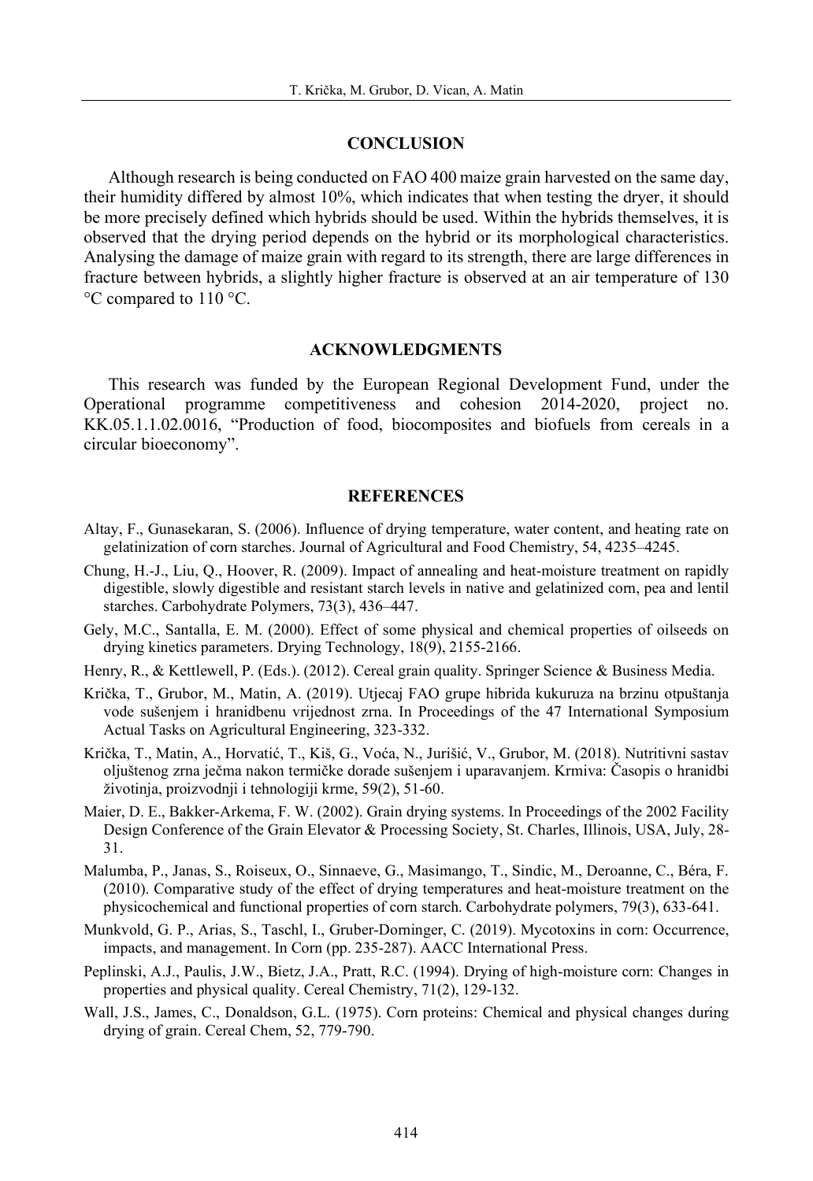## CONCLUSION

Although research is being conducted on FAO 400 maize grain harvested on the same day, their humidity differed by almost 10%, which indicates that when testing the dryer, it should be more precisely defined which hybrids should be used. Within the hybrids themselves, it is observed that the drying period depends on the hybrid or its morphological characteristics. Analysing the damage of maize grain with regard to its strength, there are large differences in fracture between hybrids, a slightly higher fracture is observed at an air temperature of 130 °C compared to 110 °C.

## ACKNOWLEDGMENTS

This research was funded by the European Regional Development Fund, under the Operational programme competitiveness and cohesion 2014-2020, project no. KK.05.1.1.02.0016, "Production of food, biocomposites and biofuels from cereals in a circular bioeconomy".

## REFERENCES

Altay, F., Gunasekaran, S. (2006). Influence of drying temperature, water content, and heating rate on gelatinization of corn starches. Journal of Agricultural and Food Chemistry, 54, 4235–4245.

Chung, H.-J., Liu, Q., Hoover, R. (2009). Impact of annealing and heat-moisture treatment on rapidly digestible, slowly digestible and resistant starch levels in native and gelatinized corn, pea and lentil starches. Carbohydrate Polymers, 73(3), 436–447.

Gely, M.C., Santalla, E. M. (2000). Effect of some physical and chemical properties of oilseeds on drying kinetics parameters. Drying Technology, 18(9), 2155-2166.

Henry, R., & Kettlewell, P. (Eds.). (2012). Cereal grain quality. Springer Science & Business Media.

Krička, T., Grubor, M., Matin, A. (2019). Utjecaj FAO grupe hibrida kukuruza na brzinu otpuštanja vode sušenjem i hranidbenu vrijednost zrna. In Proceedings of the 47 International Symposium Actual Tasks on Agricultural Engineering, 323-332.

Krička, T., Matin, A., Horvatić, T., Kiš, G., Voća, N., Jurišić, V., Grubor, M. (2018). Nutritivni sastav oljuštenog zrna ječma nakon termičke dorade sušenjem i uparavanjem. Krmiva: Časopis o hranidbi životinja, proizvodnji i tehnologiji krme, 59(2), 51-60.

Maier, D. E., Bakker-Arkema, F. W. (2002). Grain drying systems. In Proceedings of the 2002 Facility Design Conference of the Grain Elevator & Processing Society, St. Charles, Illinois, USA, July, 28-31.

Malumba, P., Janas, S., Roiseux, O., Sinnaeve, G., Masimango, T., Sindic, M., Deroanne, C., Béra, F. (2010). Comparative study of the effect of drying temperatures and heat-moisture treatment on the physicochemical and functional properties of corn starch. Carbohydrate polymers, 79(3), 633-641.

Munkvold, G. P., Arias, S., Taschl, I., Gruber-Dorninger, C. (2019). Mycotoxins in corn: Occurrence, impacts, and management. In Corn (pp. 235-287). AACC International Press.

Peplinski, A.J., Paulis, J.W., Bietz, J.A., Pratt, R.C. (1994). Drying of high-moisture corn: Changes in properties and physical quality. Cereal Chemistry, 71(2), 129-132.

Wall, J.S., James, C., Donaldson, G.L. (1975). Corn proteins: Chemical and physical changes during drying of grain. Cereal Chem, 52, 779-790.